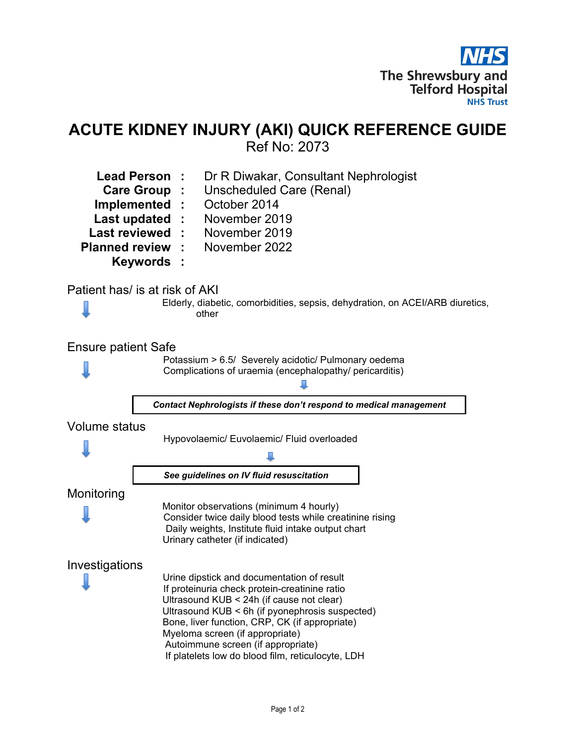The Shrewsbury and Telford Hospital NHS Trust

# ACUTE KIDNEY INJURY (AKI) QUICK REFERENCE GUIDE

Ref No: 2073

| | | |
|---|---|---|
| **Lead Person** | : | Dr R Diwakar, Consultant Nephrologist |
| **Care Group** | : | Unscheduled Care (Renal) |
| **Implemented** | : | October 2014 |
| **Last updated** | : | November 2019 |
| **Last reviewed** | : | November 2019 |
| **Planned review** | : | November 2022 |
| **Keywords** | : | |

## Patient has/ is at risk of AKI

Elderly, diabetic, comorbidities, sepsis, dehydration, on ACEI/ARB diuretics, other

## Ensure patient Safe

Potassium > 6.5/ Severely acidotic/ Pulmonary oedema
Complications of uraemia (encephalopathy/ pericarditis)

***Contact Nephrologists if these don't respond to medical management***

## Volume status

Hypovolaemic/ Euvolaemic/ Fluid overloaded

***See guidelines on IV fluid resuscitation***

## Monitoring

Monitor observations (minimum 4 hourly)
Consider twice daily blood tests while creatinine rising
Daily weights, Institute fluid intake output chart
Urinary catheter (if indicated)

## Investigations

Urine dipstick and documentation of result
If proteinuria check protein-creatinine ratio
Ultrasound KUB < 24h (if cause not clear)
Ultrasound KUB < 6h (if pyonephrosis suspected)
Bone, liver function, CRP, CK (if appropriate)
Myeloma screen (if appropriate)
Autoimmune screen (if appropriate)
If platelets low do blood film, reticulocyte, LDH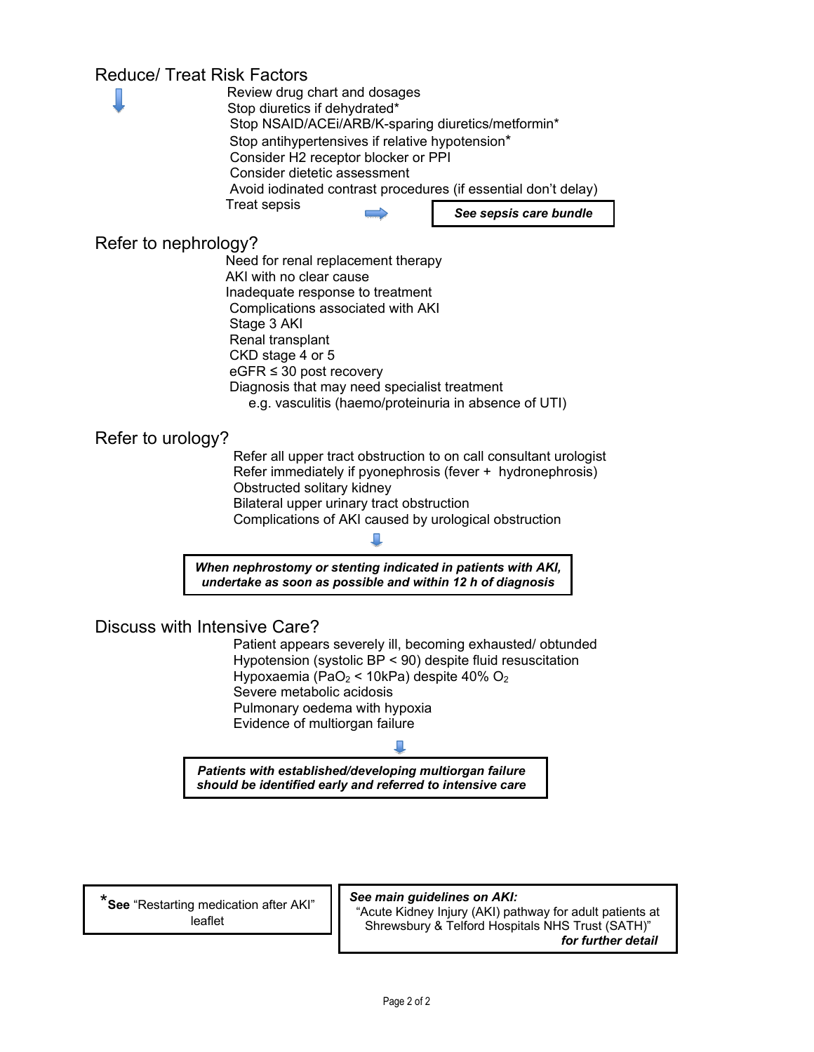## Reduce/ Treat Risk Factors

- Review drug chart and dosages
- Stop diuretics if dehydrated*
- Stop NSAID/ACEi/ARB/K-sparing diuretics/metformin*
- Stop antihypertensives if relative hypotension*
- Consider H2 receptor blocker or PPI
- Consider dietetic assessment
- Avoid iodinated contrast procedures (if essential don't delay)
- Treat sepsis → ***See sepsis care bundle***

## Refer to nephrology?

- Need for renal replacement therapy
- AKI with no clear cause
- Inadequate response to treatment
- Complications associated with AKI
- Stage 3 AKI
- Renal transplant
- CKD stage 4 or 5
- eGFR ≤ 30 post recovery
- Diagnosis that may need specialist treatment
  - e.g. vasculitis (haemo/proteinuria in absence of UTI)

## Refer to urology?

- Refer all upper tract obstruction to on call consultant urologist
- Refer immediately if pyonephrosis (fever + hydronephrosis)
- Obstructed solitary kidney
- Bilateral upper urinary tract obstruction
- Complications of AKI caused by urological obstruction

***When nephrostomy or stenting indicated in patients with AKI, undertake as soon as possible and within 12 h of diagnosis***

## Discuss with Intensive Care?

- Patient appears severely ill, becoming exhausted/ obtunded
- Hypotension (systolic BP < 90) despite fluid resuscitation
- Hypoxaemia ($PaO_2$ < 10kPa) despite 40% $O_2$
- Severe metabolic acidosis
- Pulmonary oedema with hypoxia
- Evidence of multiorgan failure

***Patients with established/developing multiorgan failure should be identified early and referred to intensive care***

*__See__ "Restarting medication after AKI" leaflet

***See main guidelines on AKI:***
"Acute Kidney Injury (AKI) pathway for adult patients at Shrewsbury & Telford Hospitals NHS Trust (SATH)" ***for further detail***